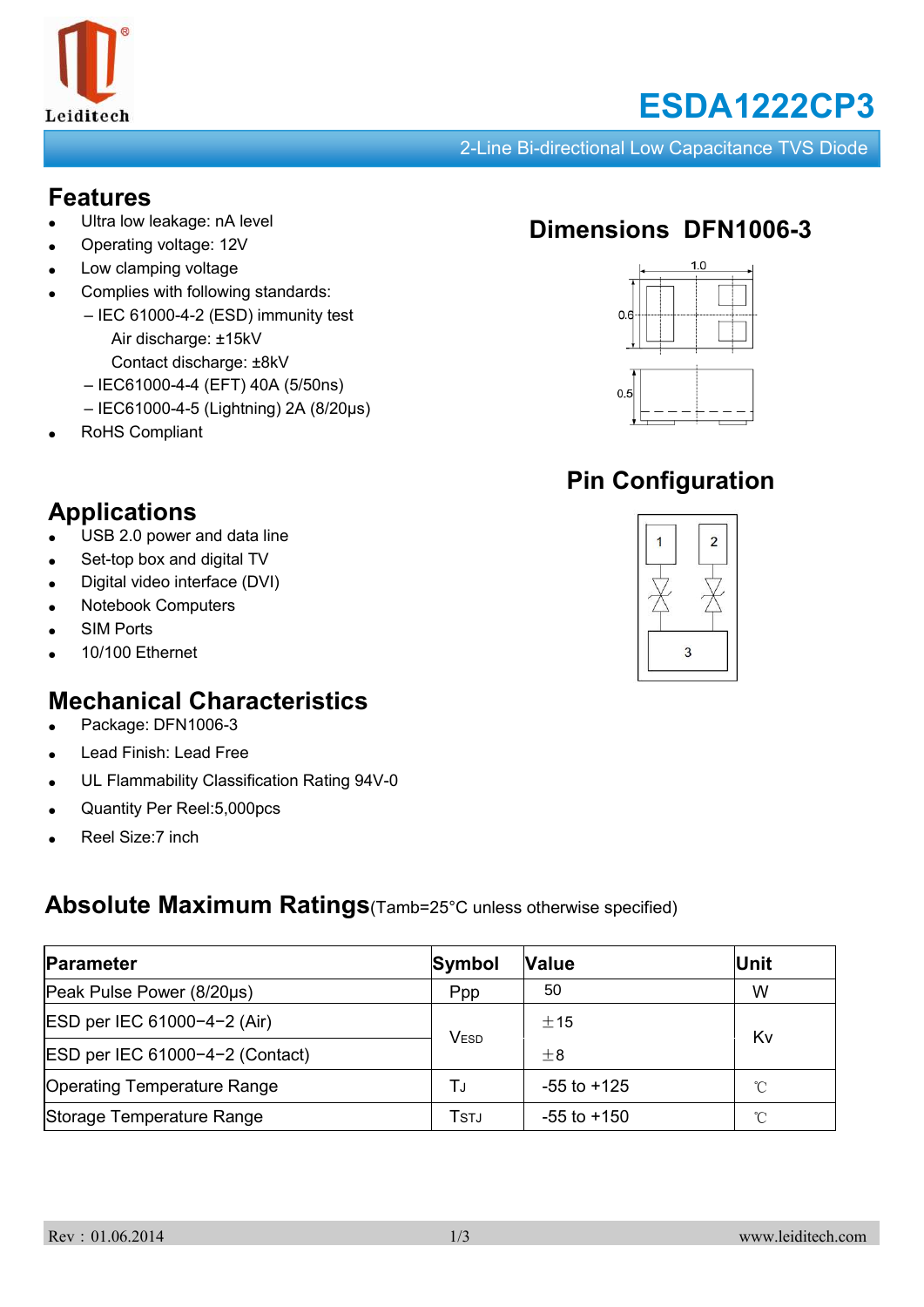# ESDA1222CP3

2-Line Bi-directional Low Capacitance TVS Diode

## Features

- Ultra low leakage: nA level
- Operating voltage: 12V
- Low clamping voltage
- Complies with following standards:
  - – IEC 61000-4-2 (ESD) immunity test
    - Air discharge: ±15kV
    - Contact discharge: ±8kV
  - – IEC61000-4-4 (EFT) 40A (5/50ns)
  - – IEC61000-4-5 (Lightning) 2A (8/20μs)
- RoHS Compliant

## Dimensions DFN1006-3

## Pin Configuration

## Applications

- USB 2.0 power and data line
- Set-top box and digital TV
- Digital video interface (DVI)
- Notebook Computers
- SIM Ports
- 10/100 Ethernet

## Mechanical Characteristics

- Package: DFN1006-3
- Lead Finish: Lead Free
- UL Flammability Classification Rating 94V-0
- Quantity Per Reel:5,000pcs
- Reel Size:7 inch

## Absolute Maximum Ratings (Tamb=25°C unless otherwise specified)

| Parameter | Symbol | Value | Unit |
|---|---|---|---|
| Peak Pulse Power (8/20μs) | Ppp | 50 | W |
| ESD per IEC 61000−4−2 (Air) | $V_{ESD}$ | ±15 | Kv |
| ESD per IEC 61000−4−2 (Contact) | | ±8 | |
| Operating Temperature Range | $T_J$ | -55 to +125 | ℃ |
| Storage Temperature Range | $T_{STJ}$ | -55 to +150 | ℃ |

Rev：01.06.2014 www.leiditech.com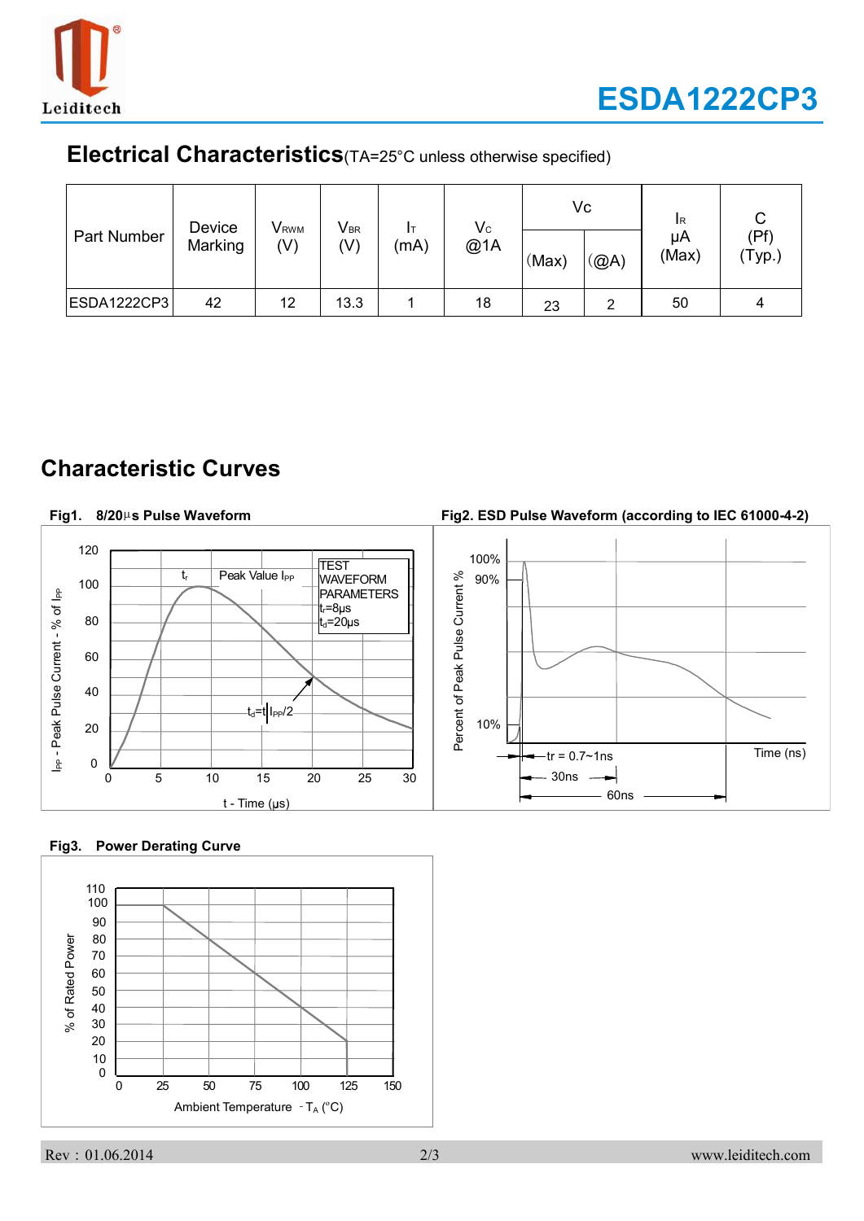## Electrical Characteristics (TA=25°C unless otherwise specified)

| Part Number | Device Marking | $V_{RWM}$ (V) | $V_{BR}$ (V) | $I_T$ (mA) | $V_C$ @1A | Vc | | $I_R$ μA (Max) | C (Pf) (Typ.) |
|---|---|---|---|---|---|---|---|---|---|
| | | | | | | (Max) | (@A) | | |
| ESDA1222CP3 | 42 | 12 | 13.3 | 1 | 18 | 23 | 2 | 50 | 4 |

## Characteristic Curves

**Fig1. 8/20μs Pulse Waveform**

**Fig2. ESD Pulse Waveform (according to IEC 61000-4-2)**

**Fig3. Power Derating Curve**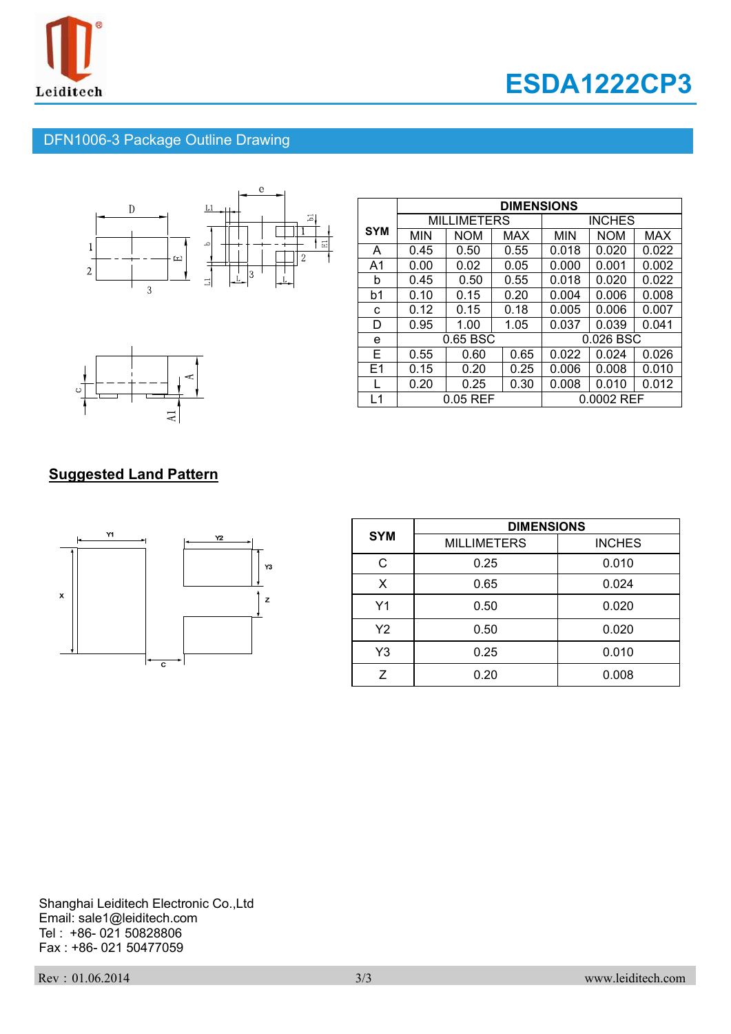## DFN1006-3 Package Outline Drawing

| SYM | DIMENSIONS | | | | | |
|---|---|---|---|---|---|---|
| | MILLIMETERS | | | INCHES | | |
| | MIN | NOM | MAX | MIN | NOM | MAX |
| A | 0.45 | 0.50 | 0.55 | 0.018 | 0.020 | 0.022 |
| A1 | 0.00 | 0.02 | 0.05 | 0.000 | 0.001 | 0.002 |
| b | 0.45 | 0.50 | 0.55 | 0.018 | 0.020 | 0.022 |
| b1 | 0.10 | 0.15 | 0.20 | 0.004 | 0.006 | 0.008 |
| c | 0.12 | 0.15 | 0.18 | 0.005 | 0.006 | 0.007 |
| D | 0.95 | 1.00 | 1.05 | 0.037 | 0.039 | 0.041 |
| e | 0.65 BSC | | | 0.026 BSC | | |
| E | 0.55 | 0.60 | 0.65 | 0.022 | 0.024 | 0.026 |
| E1 | 0.15 | 0.20 | 0.25 | 0.006 | 0.008 | 0.010 |
| L | 0.20 | 0.25 | 0.30 | 0.008 | 0.010 | 0.012 |
| L1 | 0.05 REF | | | 0.0002 REF | | |

## Suggested Land Pattern

| SYM | DIMENSIONS | |
|---|---|---|
| | MILLIMETERS | INCHES |
| C | 0.25 | 0.010 |
| X | 0.65 | 0.024 |
| Y1 | 0.50 | 0.020 |
| Y2 | 0.50 | 0.020 |
| Y3 | 0.25 | 0.010 |
| Z | 0.20 | 0.008 |

Shanghai Leiditech Electronic Co.,Ltd
Email: sale1@leiditech.com
Tel : +86- 021 50828806
Fax : +86- 021 50477059

Rev : 01.06.2014